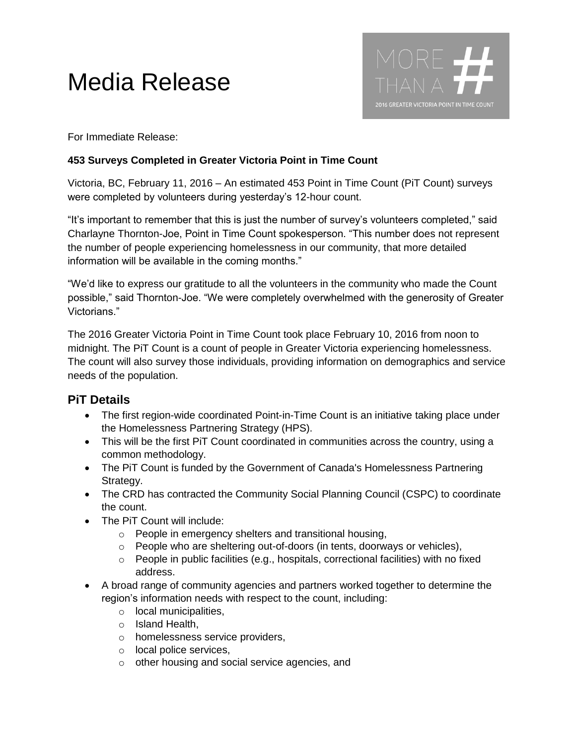# Media Release

MORE THAN A #

2016 GREATER VICTORIA POINT IN TIME COUNT

For Immediate Release:

**453 Surveys Completed in Greater Victoria Point in Time Count**

Victoria, BC, February 11, 2016 – An estimated 453 Point in Time Count (PiT Count) surveys were completed by volunteers during yesterday's 12-hour count.

"It's important to remember that this is just the number of survey's volunteers completed," said Charlayne Thornton-Joe, Point in Time Count spokesperson. "This number does not represent the number of people experiencing homelessness in our community, that more detailed information will be available in the coming months."

"We'd like to express our gratitude to all the volunteers in the community who made the Count possible," said Thornton-Joe. "We were completely overwhelmed with the generosity of Greater Victorians."

The 2016 Greater Victoria Point in Time Count took place February 10, 2016 from noon to midnight. The PiT Count is a count of people in Greater Victoria experiencing homelessness. The count will also survey those individuals, providing information on demographics and service needs of the population.

## PiT Details

- The first region-wide coordinated Point-in-Time Count is an initiative taking place under the Homelessness Partnering Strategy (HPS).
- This will be the first PiT Count coordinated in communities across the country, using a common methodology.
- The PiT Count is funded by the Government of Canada's Homelessness Partnering Strategy.
- The CRD has contracted the Community Social Planning Council (CSPC) to coordinate the count.
- The PiT Count will include:
  - People in emergency shelters and transitional housing,
  - People who are sheltering out-of-doors (in tents, doorways or vehicles),
  - People in public facilities (e.g., hospitals, correctional facilities) with no fixed address.
- A broad range of community agencies and partners worked together to determine the region's information needs with respect to the count, including:
  - local municipalities,
  - Island Health,
  - homelessness service providers,
  - local police services,
  - other housing and social service agencies, and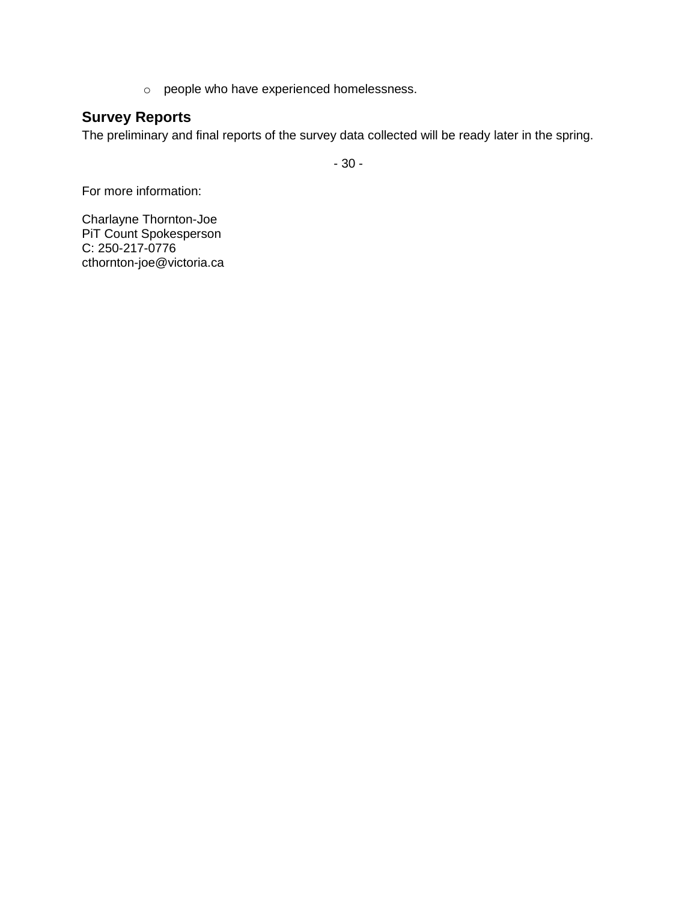- people who have experienced homelessness.

## Survey Reports

The preliminary and final reports of the survey data collected will be ready later in the spring.

- 30 -

For more information:

Charlayne Thornton-Joe
PiT Count Spokesperson
C: 250-217-0776
cthornton-joe@victoria.ca